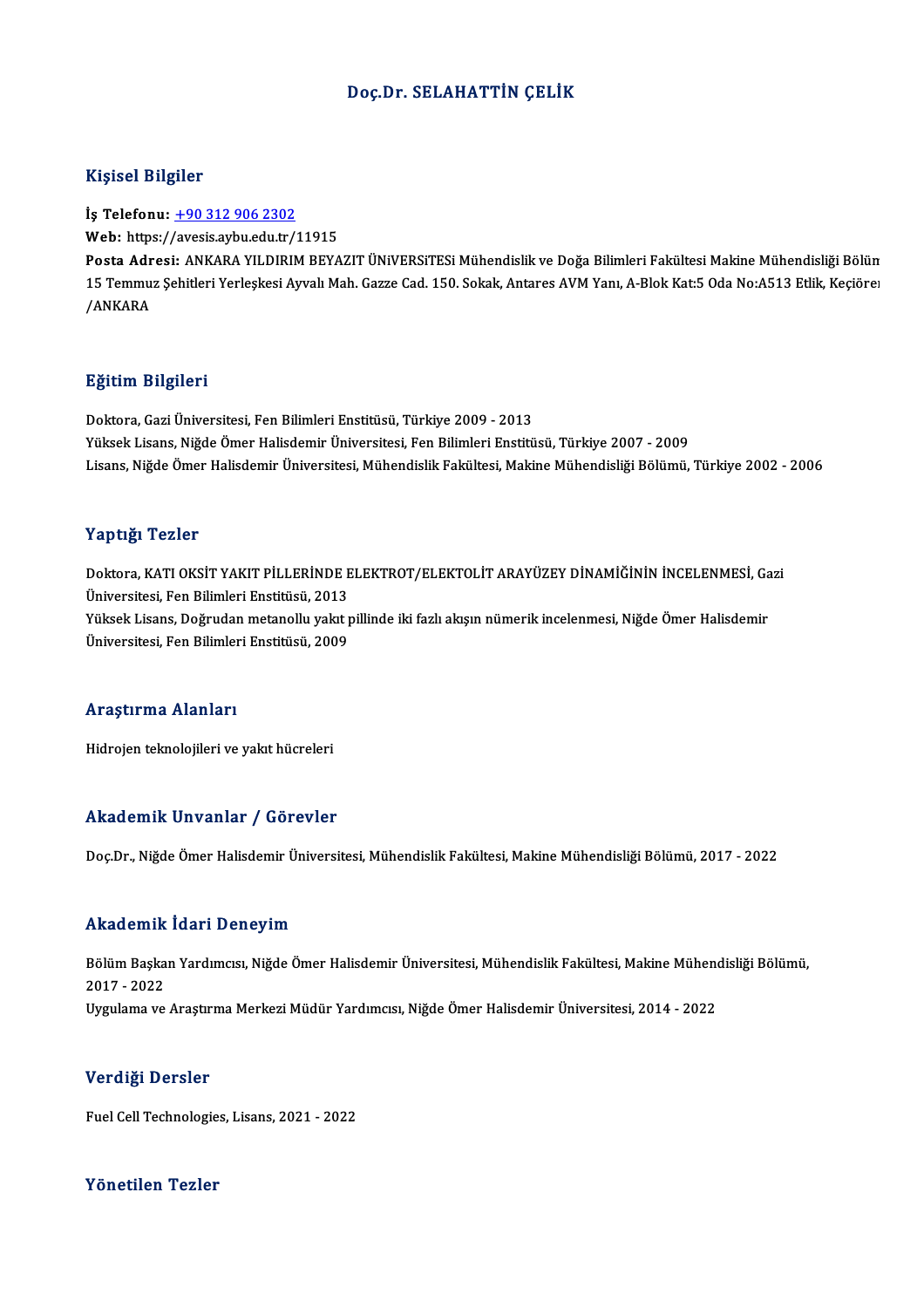# Doç.Dr. SELAHATTİN ÇELİK

## Kişisel Bilgiler

**İş Telefonu:** +90 312 906 2302
**Web:** https://avesis.aybu.edu.tr/11915
**Posta Adresi:** ANKARA YILDIRIM BEYAZIT ÜNiVERSiTESi Mühendislik ve Doğa Bilimleri Fakültesi Makine Mühendisliği Bölüm 15 Temmuz Şehitleri Yerleşkesi Ayvalı Mah. Gazze Cad. 150. Sokak, Antares AVM Yanı, A-Blok Kat:5 Oda No:A513 Etlik, Keçiören /ANKARA

## Eğitim Bilgileri

Doktora, Gazi Üniversitesi, Fen Bilimleri Enstitüsü, Türkiye 2009 - 2013
Yüksek Lisans, Niğde Ömer Halisdemir Üniversitesi, Fen Bilimleri Enstitüsü, Türkiye 2007 - 2009
Lisans, Niğde Ömer Halisdemir Üniversitesi, Mühendislik Fakültesi, Makine Mühendisliği Bölümü, Türkiye 2002 - 2006

## Yaptığı Tezler

Doktora, KATI OKSİT YAKIT PİLLERİNDE ELEKTROT/ELEKTOLİT ARAYÜZEY DİNAMİĞİNİN İNCELENMESİ, Gazi Üniversitesi, Fen Bilimleri Enstitüsü, 2013
Yüksek Lisans, Doğrudan metanollu yakıt pillinde iki fazlı akışın nümerik incelenmesi, Niğde Ömer Halisdemir Üniversitesi, Fen Bilimleri Enstitüsü, 2009

## Araştırma Alanları

Hidrojen teknolojileri ve yakıt hücreleri

## Akademik Unvanlar / Görevler

Doç.Dr., Niğde Ömer Halisdemir Üniversitesi, Mühendislik Fakültesi, Makine Mühendisliği Bölümü, 2017 - 2022

## Akademik İdari Deneyim

Bölüm Başkan Yardımcısı, Niğde Ömer Halisdemir Üniversitesi, Mühendislik Fakültesi, Makine Mühendisliği Bölümü, 2017 - 2022
Uygulama ve Araştırma Merkezi Müdür Yardımcısı, Niğde Ömer Halisdemir Üniversitesi, 2014 - 2022

## Verdiği Dersler

Fuel Cell Technologies, Lisans, 2021 - 2022

## Yönetilen Tezler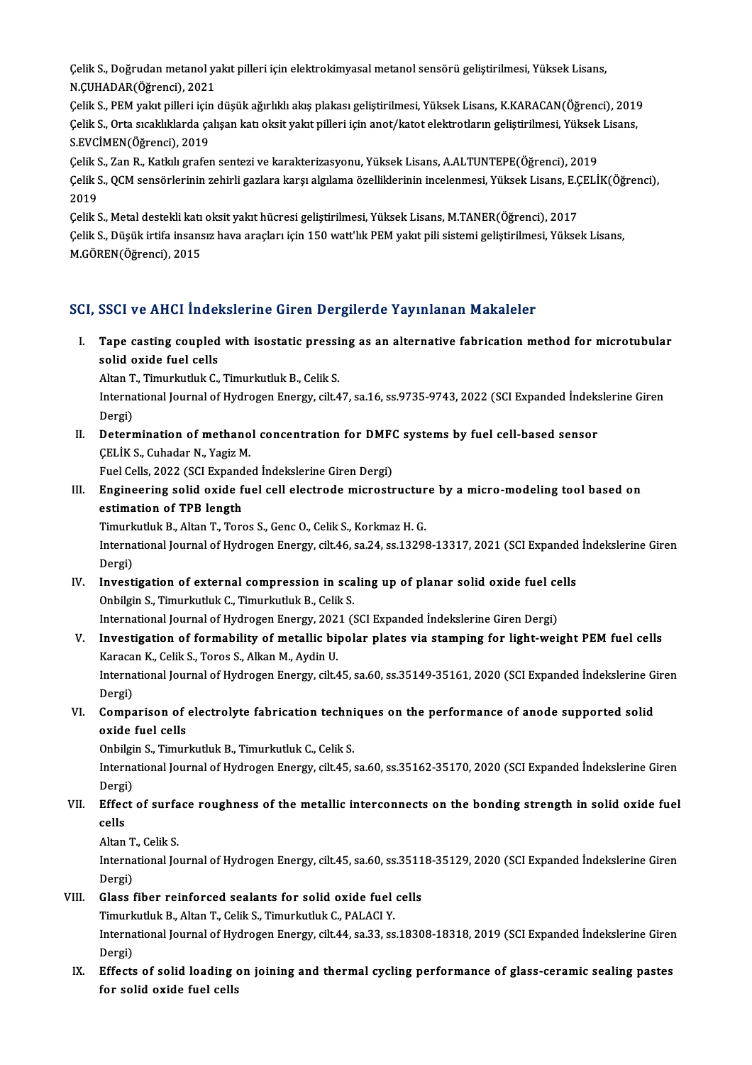Çelik S., Doğrudan metanol yakıt pilleri için elektrokimyasal metanol sensörü geliştirilmesi, Yüksek Lisans, N.ÇUHADAR(Öğrenci), 2021

Çelik S., PEM yakıt pilleri için düşük ağırlıklı akış plakası geliştirilmesi, Yüksek Lisans, K.KARACAN(Öğrenci), 2019

Çelik S., Orta sıcaklıklarda çalışan katı oksit yakıt pilleri için anot/katot elektrotların geliştirilmesi, Yüksek Lisans, S.EVCİMEN(Öğrenci), 2019

Çelik S., Zan R., Katkılı grafen sentezi ve karakterizasyonu, Yüksek Lisans, A.ALTUNTEPE(Öğrenci), 2019

Çelik S., QCM sensörlerinin zehirli gazlara karşı algılama özelliklerinin incelenmesi, Yüksek Lisans, E.ÇELİK(Öğrenci), 2019

Çelik S., Metal destekli katı oksit yakıt hücresi geliştirilmesi, Yüksek Lisans, M.TANER(Öğrenci), 2017

Çelik S., Düşük irtifa insansız hava araçları için 150 watt'lık PEM yakıt pili sistemi geliştirilmesi, Yüksek Lisans, M.GÖREN(Öğrenci), 2015

## SCI, SSCI ve AHCI İndekslerine Giren Dergilerde Yayınlanan Makaleler

I. **Tape casting coupled with isostatic pressing as an alternative fabrication method for microtubular solid oxide fuel cells**
Altan T., Timurkutluk C., Timurkutluk B., Celik S.
International Journal of Hydrogen Energy, cilt.47, sa.16, ss.9735-9743, 2022 (SCI Expanded İndekslerine Giren Dergi)

II. **Determination of methanol concentration for DMFC systems by fuel cell-based sensor**
ÇELİK S., Cuhadar N., Yagiz M.
Fuel Cells, 2022 (SCI Expanded İndekslerine Giren Dergi)

III. **Engineering solid oxide fuel cell electrode microstructure by a micro-modeling tool based on estimation of TPB length**
Timurkutluk B., Altan T., Toros S., Genc O., Celik S., Korkmaz H. G.
International Journal of Hydrogen Energy, cilt.46, sa.24, ss.13298-13317, 2021 (SCI Expanded İndekslerine Giren Dergi)

IV. **Investigation of external compression in scaling up of planar solid oxide fuel cells**
Onbilgin S., Timurkutluk C., Timurkutluk B., Celik S.
International Journal of Hydrogen Energy, 2021 (SCI Expanded İndekslerine Giren Dergi)

V. **Investigation of formability of metallic bipolar plates via stamping for light-weight PEM fuel cells**
Karacan K., Celik S., Toros S., Alkan M., Aydin U.
International Journal of Hydrogen Energy, cilt.45, sa.60, ss.35149-35161, 2020 (SCI Expanded İndekslerine Giren Dergi)

VI. **Comparison of electrolyte fabrication techniques on the performance of anode supported solid oxide fuel cells**
Onbilgin S., Timurkutluk B., Timurkutluk C., Celik S.
International Journal of Hydrogen Energy, cilt.45, sa.60, ss.35162-35170, 2020 (SCI Expanded İndekslerine Giren Dergi)

VII. **Effect of surface roughness of the metallic interconnects on the bonding strength in solid oxide fuel cells**
Altan T., Celik S.
International Journal of Hydrogen Energy, cilt.45, sa.60, ss.35118-35129, 2020 (SCI Expanded İndekslerine Giren Dergi)

VIII. **Glass fiber reinforced sealants for solid oxide fuel cells**
Timurkutluk B., Altan T., Celik S., Timurkutluk C., PALACI Y.
International Journal of Hydrogen Energy, cilt.44, sa.33, ss.18308-18318, 2019 (SCI Expanded İndekslerine Giren Dergi)

IX. **Effects of solid loading on joining and thermal cycling performance of glass-ceramic sealing pastes for solid oxide fuel cells**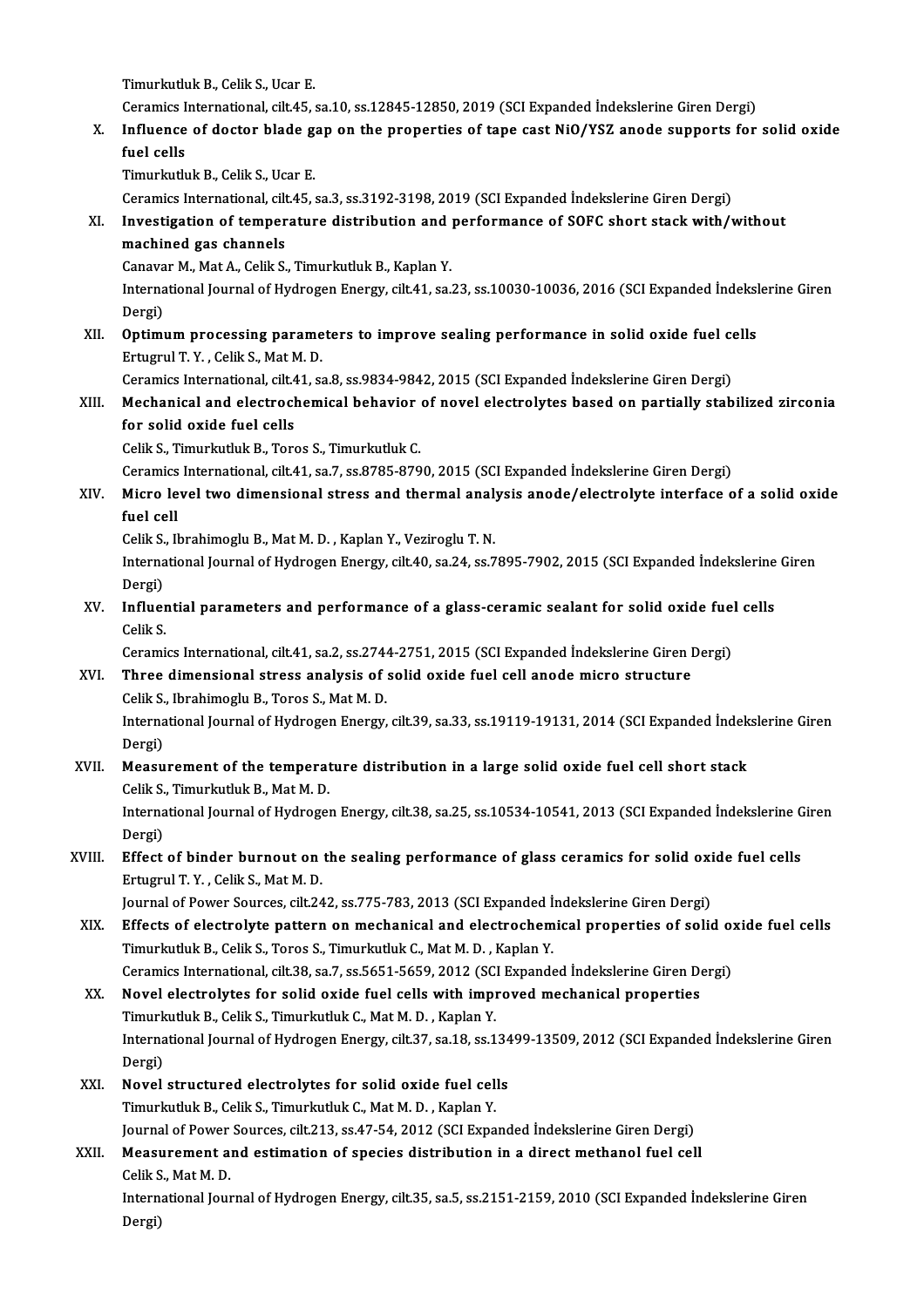Timurkutluk B., Celik S., Ucar E.
Ceramics International, cilt.45, sa.10, ss.12845-12850, 2019 (SCI Expanded İndekslerine Giren Dergi)

X. **Influence of doctor blade gap on the properties of tape cast NiO/YSZ anode supports for solid oxide fuel cells**
Timurkutluk B., Celik S., Ucar E.
Ceramics International, cilt.45, sa.3, ss.3192-3198, 2019 (SCI Expanded İndekslerine Giren Dergi)

XI. **Investigation of temperature distribution and performance of SOFC short stack with/without machined gas channels**
Canavar M., Mat A., Celik S., Timurkutluk B., Kaplan Y.
International Journal of Hydrogen Energy, cilt.41, sa.23, ss.10030-10036, 2016 (SCI Expanded İndekslerine Giren Dergi)

XII. **Optimum processing parameters to improve sealing performance in solid oxide fuel cells**
Ertugrul T. Y. , Celik S., Mat M. D.
Ceramics International, cilt.41, sa.8, ss.9834-9842, 2015 (SCI Expanded İndekslerine Giren Dergi)

XIII. **Mechanical and electrochemical behavior of novel electrolytes based on partially stabilized zirconia for solid oxide fuel cells**
Celik S., Timurkutluk B., Toros S., Timurkutluk C.
Ceramics International, cilt.41, sa.7, ss.8785-8790, 2015 (SCI Expanded İndekslerine Giren Dergi)

XIV. **Micro level two dimensional stress and thermal analysis anode/electrolyte interface of a solid oxide fuel cell**
Celik S., Ibrahimoglu B., Mat M. D. , Kaplan Y., Veziroglu T. N.
International Journal of Hydrogen Energy, cilt.40, sa.24, ss.7895-7902, 2015 (SCI Expanded İndekslerine Giren Dergi)

XV. **Influential parameters and performance of a glass-ceramic sealant for solid oxide fuel cells**
Celik S.
Ceramics International, cilt.41, sa.2, ss.2744-2751, 2015 (SCI Expanded İndekslerine Giren Dergi)

XVI. **Three dimensional stress analysis of solid oxide fuel cell anode micro structure**
Celik S., Ibrahimoglu B., Toros S., Mat M. D.
International Journal of Hydrogen Energy, cilt.39, sa.33, ss.19119-19131, 2014 (SCI Expanded İndekslerine Giren Dergi)

XVII. **Measurement of the temperature distribution in a large solid oxide fuel cell short stack**
Celik S., Timurkutluk B., Mat M. D.
International Journal of Hydrogen Energy, cilt.38, sa.25, ss.10534-10541, 2013 (SCI Expanded İndekslerine Giren Dergi)

XVIII. **Effect of binder burnout on the sealing performance of glass ceramics for solid oxide fuel cells**
Ertugrul T. Y. , Celik S., Mat M. D.
Journal of Power Sources, cilt.242, ss.775-783, 2013 (SCI Expanded İndekslerine Giren Dergi)

XIX. **Effects of electrolyte pattern on mechanical and electrochemical properties of solid oxide fuel cells**
Timurkutluk B., Celik S., Toros S., Timurkutluk C., Mat M. D. , Kaplan Y.
Ceramics International, cilt.38, sa.7, ss.5651-5659, 2012 (SCI Expanded İndekslerine Giren Dergi)

XX. **Novel electrolytes for solid oxide fuel cells with improved mechanical properties**
Timurkutluk B., Celik S., Timurkutluk C., Mat M. D. , Kaplan Y.
International Journal of Hydrogen Energy, cilt.37, sa.18, ss.13499-13509, 2012 (SCI Expanded İndekslerine Giren Dergi)

XXI. **Novel structured electrolytes for solid oxide fuel cells**
Timurkutluk B., Celik S., Timurkutluk C., Mat M. D. , Kaplan Y.
Journal of Power Sources, cilt.213, ss.47-54, 2012 (SCI Expanded İndekslerine Giren Dergi)

XXII. **Measurement and estimation of species distribution in a direct methanol fuel cell**
Celik S., Mat M. D.
International Journal of Hydrogen Energy, cilt.35, sa.5, ss.2151-2159, 2010 (SCI Expanded İndekslerine Giren Dergi)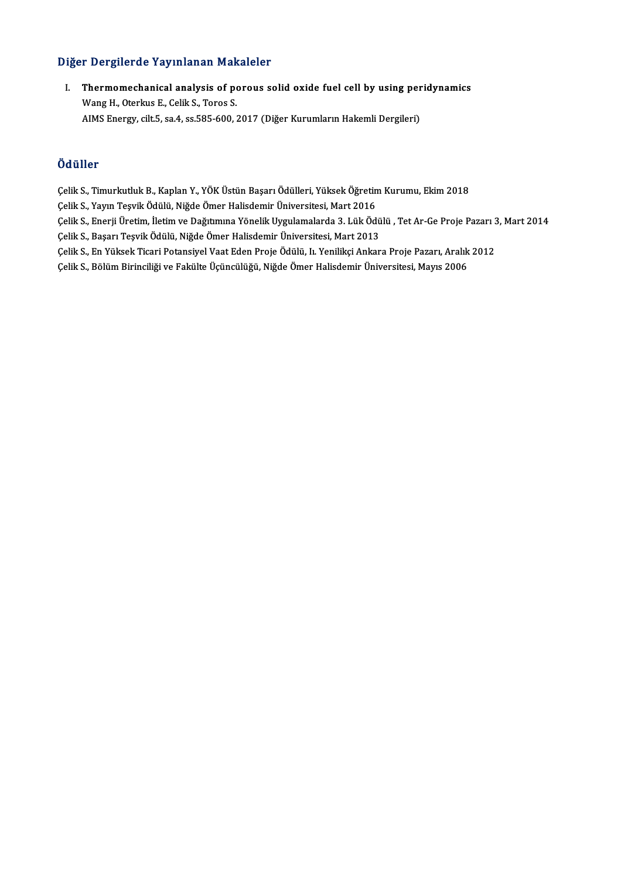## Diğer Dergilerde Yayınlanan Makaleler

I. **Thermomechanical analysis of porous solid oxide fuel cell by using peridynamics**
   Wang H., Oterkus E., Celik S., Toros S.
   AIMS Energy, cilt.5, sa.4, ss.585-600, 2017 (Diğer Kurumların Hakemli Dergileri)

## Ödüller

Çelik S., Timurkutluk B., Kaplan Y., YÖK Üstün Başarı Ödülleri, Yüksek Öğretim Kurumu, Ekim 2018
Çelik S., Yayın Teşvik Ödülü, Niğde Ömer Halisdemir Üniversitesi, Mart 2016
Çelik S., Enerji Üretim, İletim ve Dağıtımına Yönelik Uygulamalarda 3. Lük Ödülü , Tet Ar-Ge Proje Pazarı 3, Mart 2014
Çelik S., Başarı Teşvik Ödülü, Niğde Ömer Halisdemir Üniversitesi, Mart 2013
Çelik S., En Yüksek Ticari Potansiyel Vaat Eden Proje Ödülü, Iı. Yenilikçi Ankara Proje Pazarı, Aralık 2012
Çelik S., Bölüm Birinciliği ve Fakülte Üçüncülüğü, Niğde Ömer Halisdemir Üniversitesi, Mayıs 2006